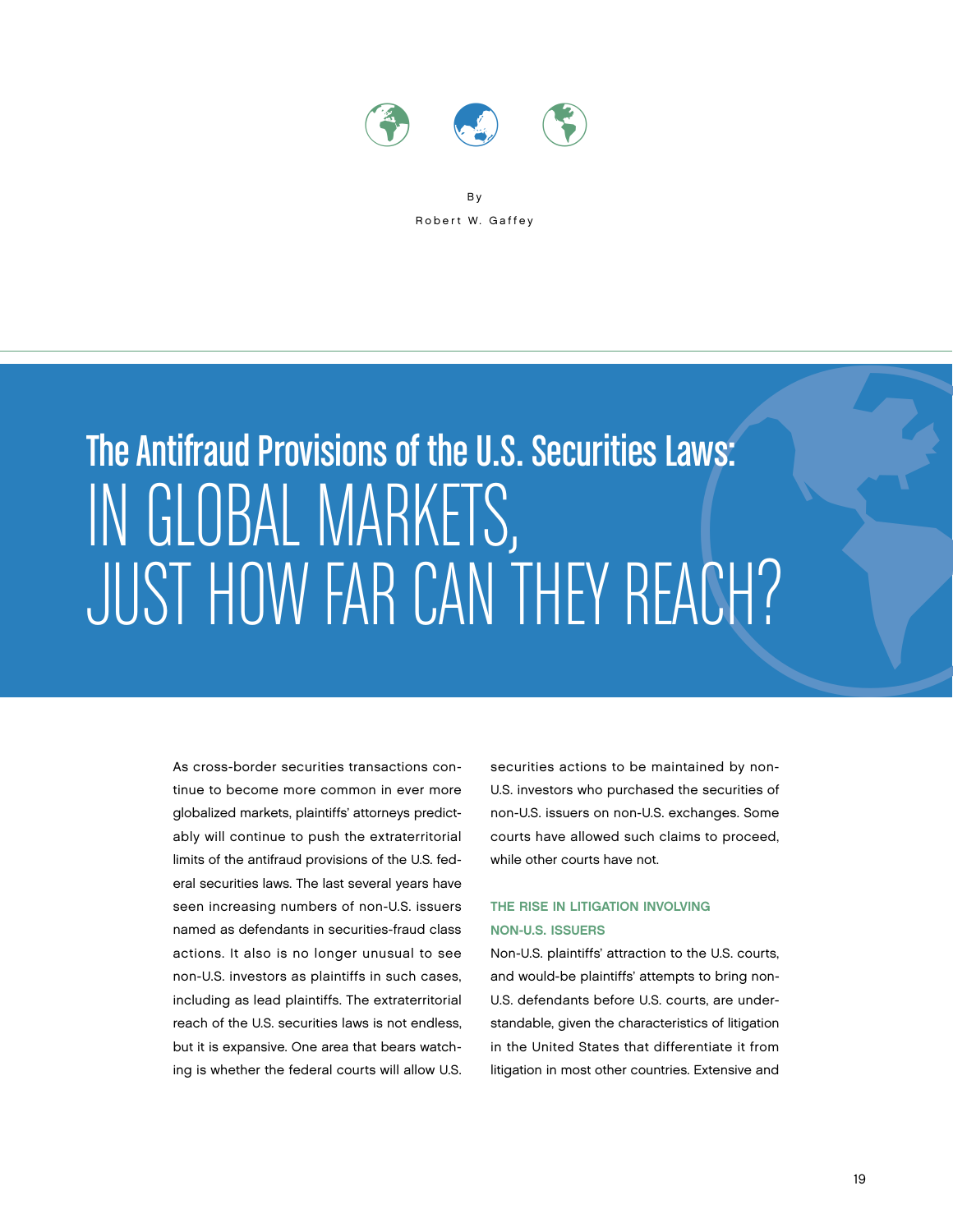By

Robert W. Gaffey

# The Antifraud Provisions of the U.S. Securities Laws: IN GLOBAL MARKETS, JUST HOW FAR CAN THEY REACH?

As cross-border securities transactions continue to become more common in ever more globalized markets, plaintiffs' attorneys predictably will continue to push the extraterritorial limits of the antifraud provisions of the U.S. federal securities laws. The last several years have seen increasing numbers of non-U.S. issuers named as defendants in securities-fraud class actions. It also is no longer unusual to see non-U.S. investors as plaintiffs in such cases, including as lead plaintiffs. The extraterritorial reach of the U.S. securities laws is not endless, but it is expansive. One area that bears watching is whether the federal courts will allow U.S. securities actions to be maintained by non-U.S. investors who purchased the securities of non-U.S. issuers on non-U.S. exchanges. Some courts have allowed such claims to proceed, while other courts have not.

## THE RISE IN LITIGATION INVOLVING NON-U.S. ISSUERS

Non-U.S. plaintiffs' attraction to the U.S. courts, and would-be plaintiffs' attempts to bring non-U.S. defendants before U.S. courts, are understandable, given the characteristics of litigation in the United States that differentiate it from litigation in most other countries. Extensive and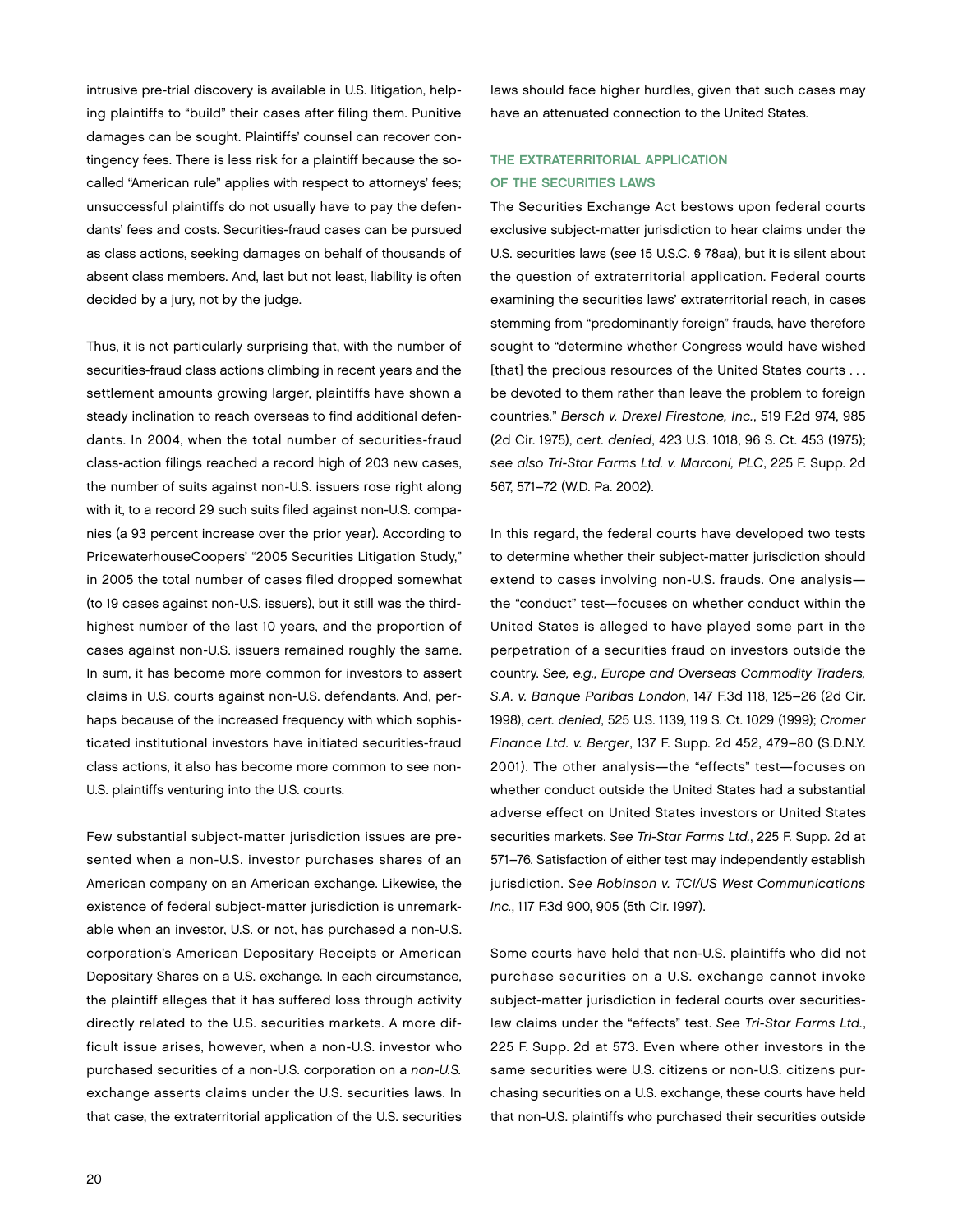intrusive pre-trial discovery is available in U.S. litigation, helping plaintiffs to "build" their cases after filing them. Punitive damages can be sought. Plaintiffs' counsel can recover contingency fees. There is less risk for a plaintiff because the so-called "American rule" applies with respect to attorneys' fees; unsuccessful plaintiffs do not usually have to pay the defendants' fees and costs. Securities-fraud cases can be pursued as class actions, seeking damages on behalf of thousands of absent class members. And, last but not least, liability is often decided by a jury, not by the judge.

Thus, it is not particularly surprising that, with the number of securities-fraud class actions climbing in recent years and the settlement amounts growing larger, plaintiffs have shown a steady inclination to reach overseas to find additional defendants. In 2004, when the total number of securities-fraud class-action filings reached a record high of 203 new cases, the number of suits against non-U.S. issuers rose right along with it, to a record 29 such suits filed against non-U.S. companies (a 93 percent increase over the prior year). According to PricewaterhouseCoopers' "2005 Securities Litigation Study," in 2005 the total number of cases filed dropped somewhat (to 19 cases against non-U.S. issuers), but it still was the third-highest number of the last 10 years, and the proportion of cases against non-U.S. issuers remained roughly the same. In sum, it has become more common for investors to assert claims in U.S. courts against non-U.S. defendants. And, perhaps because of the increased frequency with which sophisticated institutional investors have initiated securities-fraud class actions, it also has become more common to see non-U.S. plaintiffs venturing into the U.S. courts.

Few substantial subject-matter jurisdiction issues are presented when a non-U.S. investor purchases shares of an American company on an American exchange. Likewise, the existence of federal subject-matter jurisdiction is unremarkable when an investor, U.S. or not, has purchased a non-U.S. corporation's American Depositary Receipts or American Depositary Shares on a U.S. exchange. In each circumstance, the plaintiff alleges that it has suffered loss through activity directly related to the U.S. securities markets. A more difficult issue arises, however, when a non-U.S. investor who purchased securities of a non-U.S. corporation on a *non-U.S.* exchange asserts claims under the U.S. securities laws. In that case, the extraterritorial application of the U.S. securities laws should face higher hurdles, given that such cases may have an attenuated connection to the United States.

## THE EXTRATERRITORIAL APPLICATION OF THE SECURITIES LAWS

The Securities Exchange Act bestows upon federal courts exclusive subject-matter jurisdiction to hear claims under the U.S. securities laws (*see* 15 U.S.C. § 78aa), but it is silent about the question of extraterritorial application. Federal courts examining the securities laws' extraterritorial reach, in cases stemming from "predominantly foreign" frauds, have therefore sought to "determine whether Congress would have wished [that] the precious resources of the United States courts . . . be devoted to them rather than leave the problem to foreign countries." *Bersch v. Drexel Firestone, Inc.*, 519 F.2d 974, 985 (2d Cir. 1975), *cert. denied*, 423 U.S. 1018, 96 S. Ct. 453 (1975); *see also Tri-Star Farms Ltd. v. Marconi, PLC*, 225 F. Supp. 2d 567, 571–72 (W.D. Pa. 2002).

In this regard, the federal courts have developed two tests to determine whether their subject-matter jurisdiction should extend to cases involving non-U.S. frauds. One analysis—the "conduct" test—focuses on whether conduct within the United States is alleged to have played some part in the perpetration of a securities fraud on investors outside the country. *See, e.g., Europe and Overseas Commodity Traders, S.A. v. Banque Paribas London*, 147 F.3d 118, 125–26 (2d Cir. 1998), *cert. denied*, 525 U.S. 1139, 119 S. Ct. 1029 (1999); *Cromer Finance Ltd. v. Berger*, 137 F. Supp. 2d 452, 479–80 (S.D.N.Y. 2001). The other analysis—the "effects" test—focuses on whether conduct outside the United States had a substantial adverse effect on United States investors or United States securities markets. *See Tri-Star Farms Ltd.*, 225 F. Supp. 2d at 571–76. Satisfaction of either test may independently establish jurisdiction. *See Robinson v. TCI/US West Communications Inc.*, 117 F.3d 900, 905 (5th Cir. 1997).

Some courts have held that non-U.S. plaintiffs who did not purchase securities on a U.S. exchange cannot invoke subject-matter jurisdiction in federal courts over securities-law claims under the "effects" test. *See Tri-Star Farms Ltd.*, 225 F. Supp. 2d at 573. Even where other investors in the same securities were U.S. citizens or non-U.S. citizens purchasing securities on a U.S. exchange, these courts have held that non-U.S. plaintiffs who purchased their securities outside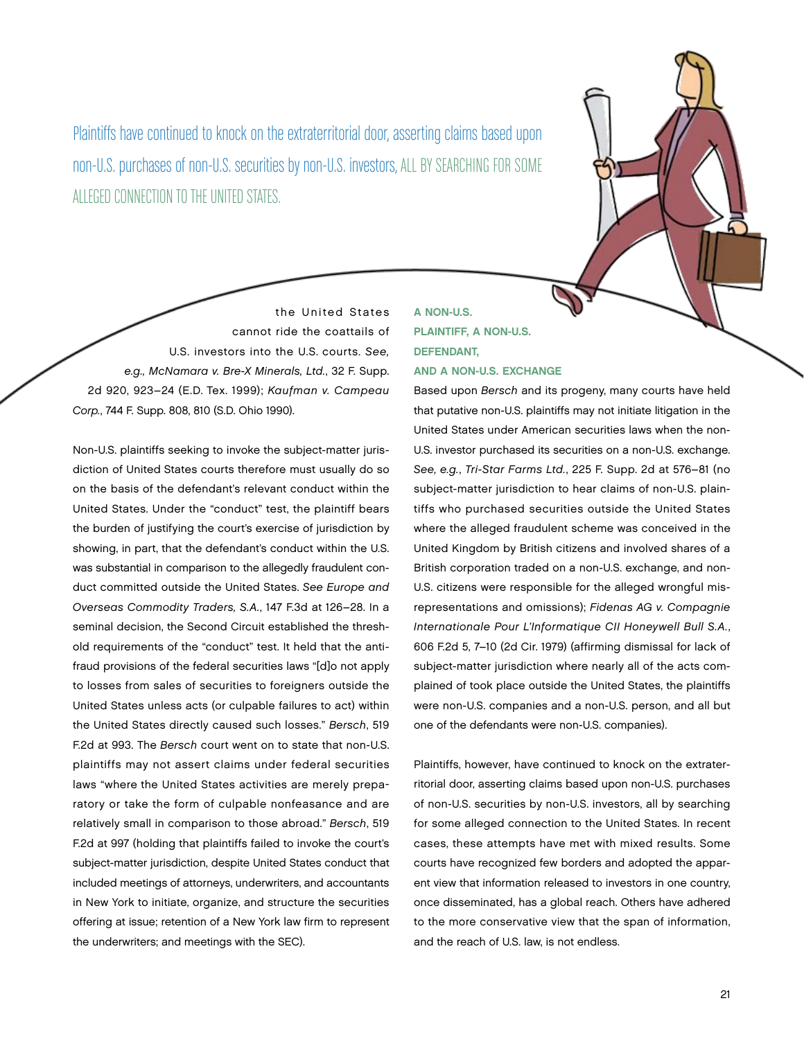Plaintiffs have continued to knock on the extraterritorial door, asserting claims based upon non-U.S. purchases of non-U.S. securities by non-U.S. investors, ALL BY SEARCHING FOR SOME ALLEGED CONNECTION TO THE UNITED STATES.

the United States cannot ride the coattails of U.S. investors into the U.S. courts. *See, e.g., McNamara v. Bre-X Minerals, Ltd.*, 32 F. Supp. 2d 920, 923–24 (E.D. Tex. 1999); *Kaufman v. Campeau Corp.*, 744 F. Supp. 808, 810 (S.D. Ohio 1990).

Non-U.S. plaintiffs seeking to invoke the subject-matter jurisdiction of United States courts therefore must usually do so on the basis of the defendant's relevant conduct within the United States. Under the "conduct" test, the plaintiff bears the burden of justifying the court's exercise of jurisdiction by showing, in part, that the defendant's conduct within the U.S. was substantial in comparison to the allegedly fraudulent conduct committed outside the United States. *See Europe and Overseas Commodity Traders, S.A.*, 147 F.3d at 126–28. In a seminal decision, the Second Circuit established the threshold requirements of the "conduct" test. It held that the antifraud provisions of the federal securities laws "[d]o not apply to losses from sales of securities to foreigners outside the United States unless acts (or culpable failures to act) within the United States directly caused such losses." *Bersch*, 519 F.2d at 993. The *Bersch* court went on to state that non-U.S. plaintiffs may not assert claims under federal securities laws "where the United States activities are merely preparatory or take the form of culpable nonfeasance and are relatively small in comparison to those abroad." *Bersch*, 519 F.2d at 997 (holding that plaintiffs failed to invoke the court's subject-matter jurisdiction, despite United States conduct that included meetings of attorneys, underwriters, and accountants in New York to initiate, organize, and structure the securities offering at issue; retention of a New York law firm to represent the underwriters; and meetings with the SEC).

### A NON-U.S. PLAINTIFF, A NON-U.S. DEFENDANT, AND A NON-U.S. EXCHANGE

Based upon *Bersch* and its progeny, many courts have held that putative non-U.S. plaintiffs may not initiate litigation in the United States under American securities laws when the non-U.S. investor purchased its securities on a non-U.S. exchange. *See, e.g.*, *Tri-Star Farms Ltd.*, 225 F. Supp. 2d at 576–81 (no subject-matter jurisdiction to hear claims of non-U.S. plaintiffs who purchased securities outside the United States where the alleged fraudulent scheme was conceived in the United Kingdom by British citizens and involved shares of a British corporation traded on a non-U.S. exchange, and non-U.S. citizens were responsible for the alleged wrongful misrepresentations and omissions); *Fidenas AG v. Compagnie Internationale Pour L'Informatique CII Honeywell Bull S.A.*, 606 F.2d 5, 7–10 (2d Cir. 1979) (affirming dismissal for lack of subject-matter jurisdiction where nearly all of the acts complained of took place outside the United States, the plaintiffs were non-U.S. companies and a non-U.S. person, and all but one of the defendants were non-U.S. companies).

Plaintiffs, however, have continued to knock on the extraterritorial door, asserting claims based upon non-U.S. purchases of non-U.S. securities by non-U.S. investors, all by searching for some alleged connection to the United States. In recent cases, these attempts have met with mixed results. Some courts have recognized few borders and adopted the apparent view that information released to investors in one country, once disseminated, has a global reach. Others have adhered to the more conservative view that the span of information, and the reach of U.S. law, is not endless.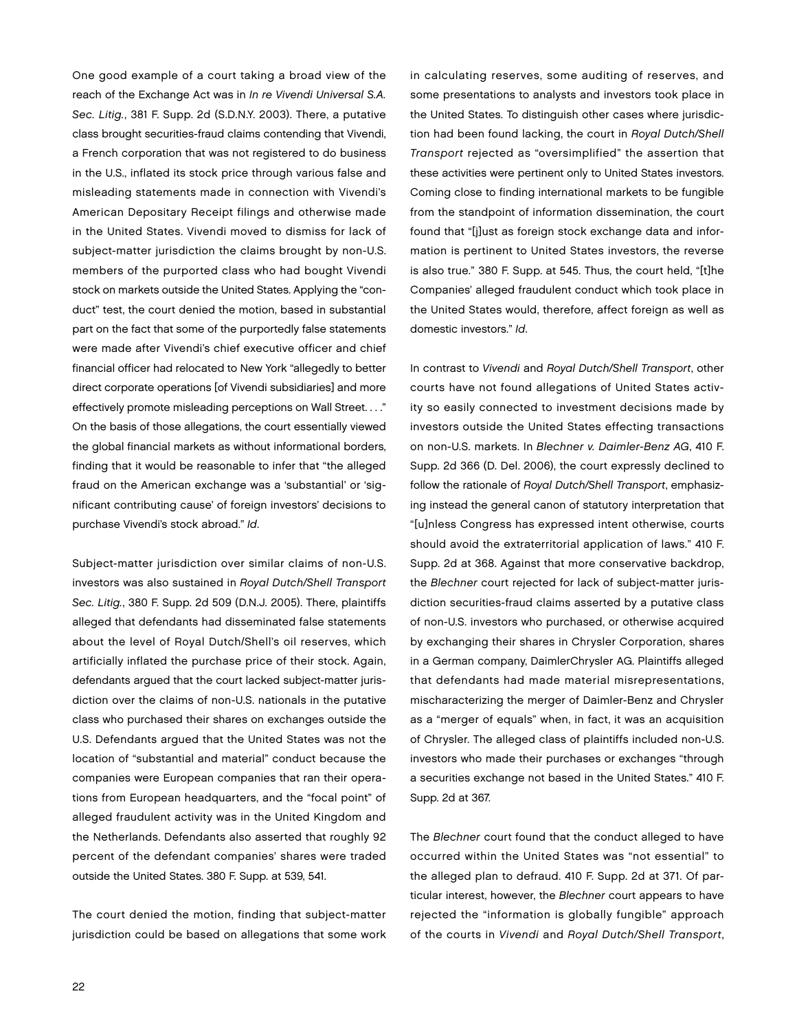One good example of a court taking a broad view of the reach of the Exchange Act was in *In re Vivendi Universal S.A. Sec. Litig.*, 381 F. Supp. 2d (S.D.N.Y. 2003). There, a putative class brought securities-fraud claims contending that Vivendi, a French corporation that was not registered to do business in the U.S., inflated its stock price through various false and misleading statements made in connection with Vivendi's American Depositary Receipt filings and otherwise made in the United States. Vivendi moved to dismiss for lack of subject-matter jurisdiction the claims brought by non-U.S. members of the purported class who had bought Vivendi stock on markets outside the United States. Applying the "conduct" test, the court denied the motion, based in substantial part on the fact that some of the purportedly false statements were made after Vivendi's chief executive officer and chief financial officer had relocated to New York "allegedly to better direct corporate operations [of Vivendi subsidiaries] and more effectively promote misleading perceptions on Wall Street. . . ." On the basis of those allegations, the court essentially viewed the global financial markets as without informational borders, finding that it would be reasonable to infer that "the alleged fraud on the American exchange was a 'substantial' or 'significant contributing cause' of foreign investors' decisions to purchase Vivendi's stock abroad." *Id*.

Subject-matter jurisdiction over similar claims of non-U.S. investors was also sustained in *Royal Dutch/Shell Transport Sec. Litig.*, 380 F. Supp. 2d 509 (D.N.J. 2005). There, plaintiffs alleged that defendants had disseminated false statements about the level of Royal Dutch/Shell's oil reserves, which artificially inflated the purchase price of their stock. Again, defendants argued that the court lacked subject-matter jurisdiction over the claims of non-U.S. nationals in the putative class who purchased their shares on exchanges outside the U.S. Defendants argued that the United States was not the location of "substantial and material" conduct because the companies were European companies that ran their operations from European headquarters, and the "focal point" of alleged fraudulent activity was in the United Kingdom and the Netherlands. Defendants also asserted that roughly 92 percent of the defendant companies' shares were traded outside the United States. 380 F. Supp. at 539, 541.

The court denied the motion, finding that subject-matter jurisdiction could be based on allegations that some work in calculating reserves, some auditing of reserves, and some presentations to analysts and investors took place in the United States. To distinguish other cases where jurisdiction had been found lacking, the court in *Royal Dutch/Shell Transport* rejected as "oversimplified" the assertion that these activities were pertinent only to United States investors. Coming close to finding international markets to be fungible from the standpoint of information dissemination, the court found that "[j]ust as foreign stock exchange data and information is pertinent to United States investors, the reverse is also true." 380 F. Supp. at 545. Thus, the court held, "[t]he Companies' alleged fraudulent conduct which took place in the United States would, therefore, affect foreign as well as domestic investors." *Id*.

In contrast to *Vivendi* and *Royal Dutch/Shell Transport*, other courts have not found allegations of United States activity so easily connected to investment decisions made by investors outside the United States effecting transactions on non-U.S. markets. In *Blechner v. Daimler-Benz AG*, 410 F. Supp. 2d 366 (D. Del. 2006), the court expressly declined to follow the rationale of *Royal Dutch/Shell Transport*, emphasizing instead the general canon of statutory interpretation that "[u]nless Congress has expressed intent otherwise, courts should avoid the extraterritorial application of laws." 410 F. Supp. 2d at 368. Against that more conservative backdrop, the *Blechner* court rejected for lack of subject-matter jurisdiction securities-fraud claims asserted by a putative class of non-U.S. investors who purchased, or otherwise acquired by exchanging their shares in Chrysler Corporation, shares in a German company, DaimlerChrysler AG. Plaintiffs alleged that defendants had made material misrepresentations, mischaracterizing the merger of Daimler-Benz and Chrysler as a "merger of equals" when, in fact, it was an acquisition of Chrysler. The alleged class of plaintiffs included non-U.S. investors who made their purchases or exchanges "through a securities exchange not based in the United States." 410 F. Supp. 2d at 367.

The *Blechner* court found that the conduct alleged to have occurred within the United States was "not essential" to the alleged plan to defraud. 410 F. Supp. 2d at 371. Of particular interest, however, the *Blechner* court appears to have rejected the "information is globally fungible" approach of the courts in *Vivendi* and *Royal Dutch/Shell Transport*,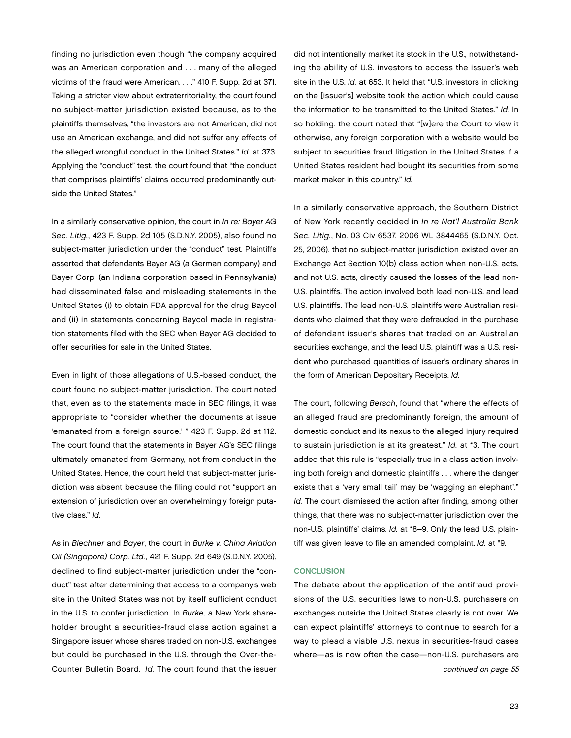finding no jurisdiction even though "the company acquired was an American corporation and . . . many of the alleged victims of the fraud were American. . . ." 410 F. Supp. 2d at 371. Taking a stricter view about extraterritoriality, the court found no subject-matter jurisdiction existed because, as to the plaintiffs themselves, "the investors are not American, did not use an American exchange, and did not suffer any effects of the alleged wrongful conduct in the United States." *Id*. at 373. Applying the "conduct" test, the court found that "the conduct that comprises plaintiffs' claims occurred predominantly outside the United States."

In a similarly conservative opinion, the court in *In re: Bayer AG Sec. Litig.*, 423 F. Supp. 2d 105 (S.D.N.Y. 2005), also found no subject-matter jurisdiction under the "conduct" test. Plaintiffs asserted that defendants Bayer AG (a German company) and Bayer Corp. (an Indiana corporation based in Pennsylvania) had disseminated false and misleading statements in the United States (i) to obtain FDA approval for the drug Baycol and (ii) in statements concerning Baycol made in registration statements filed with the SEC when Bayer AG decided to offer securities for sale in the United States.

Even in light of those allegations of U.S.-based conduct, the court found no subject-matter jurisdiction. The court noted that, even as to the statements made in SEC filings, it was appropriate to "consider whether the documents at issue 'emanated from a foreign source.' " 423 F. Supp. 2d at 112. The court found that the statements in Bayer AG's SEC filings ultimately emanated from Germany, not from conduct in the United States. Hence, the court held that subject-matter jurisdiction was absent because the filing could not "support an extension of jurisdiction over an overwhelmingly foreign putative class." *Id*.

As in *Blechner* and *Bayer*, the court in *Burke v. China Aviation Oil (Singapore) Corp. Ltd.*, 421 F. Supp. 2d 649 (S.D.N.Y. 2005), declined to find subject-matter jurisdiction under the "conduct" test after determining that access to a company's web site in the United States was not by itself sufficient conduct in the U.S. to confer jurisdiction. In *Burke*, a New York shareholder brought a securities-fraud class action against a Singapore issuer whose shares traded on non-U.S. exchanges but could be purchased in the U.S. through the Over-the-Counter Bulletin Board. *Id.* The court found that the issuer did not intentionally market its stock in the U.S., notwithstanding the ability of U.S. investors to access the issuer's web site in the U.S. *Id.* at 653. It held that "U.S. investors in clicking on the [issuer's] website took the action which could cause the information to be transmitted to the United States." *Id.* In so holding, the court noted that "[w]ere the Court to view it otherwise, any foreign corporation with a website would be subject to securities fraud litigation in the United States if a United States resident had bought its securities from some market maker in this country." *Id.*

In a similarly conservative approach, the Southern District of New York recently decided in *In re Nat'l Australia Bank Sec. Litig.*, No. 03 Civ 6537, 2006 WL 3844465 (S.D.N.Y. Oct. 25, 2006), that no subject-matter jurisdiction existed over an Exchange Act Section 10(b) class action when non-U.S. acts, and not U.S. acts, directly caused the losses of the lead non-U.S. plaintiffs. The action involved both lead non-U.S. and lead U.S. plaintiffs. The lead non-U.S. plaintiffs were Australian residents who claimed that they were defrauded in the purchase of defendant issuer's shares that traded on an Australian securities exchange, and the lead U.S. plaintiff was a U.S. resident who purchased quantities of issuer's ordinary shares in the form of American Depositary Receipts. *Id.*

The court, following *Bersch*, found that "where the effects of an alleged fraud are predominantly foreign, the amount of domestic conduct and its nexus to the alleged injury required to sustain jurisdiction is at its greatest." *Id.* at *3. The court added that this rule is "especially true in a class action involving both foreign and domestic plaintiffs . . . where the danger exists that a 'very small tail' may be 'wagging an elephant'." *Id.* The court dismissed the action after finding, among other things, that there was no subject-matter jurisdiction over the non-U.S. plaintiffs' claims. *Id.* at *8–9. Only the lead U.S. plaintiff was given leave to file an amended complaint. *Id.* at *9.

## CONCLUSION

The debate about the application of the antifraud provisions of the U.S. securities laws to non-U.S. purchasers on exchanges outside the United States clearly is not over. We can expect plaintiffs' attorneys to continue to search for a way to plead a viable U.S. nexus in securities-fraud cases where—as is now often the case—non-U.S. purchasers are

*continued on page 55*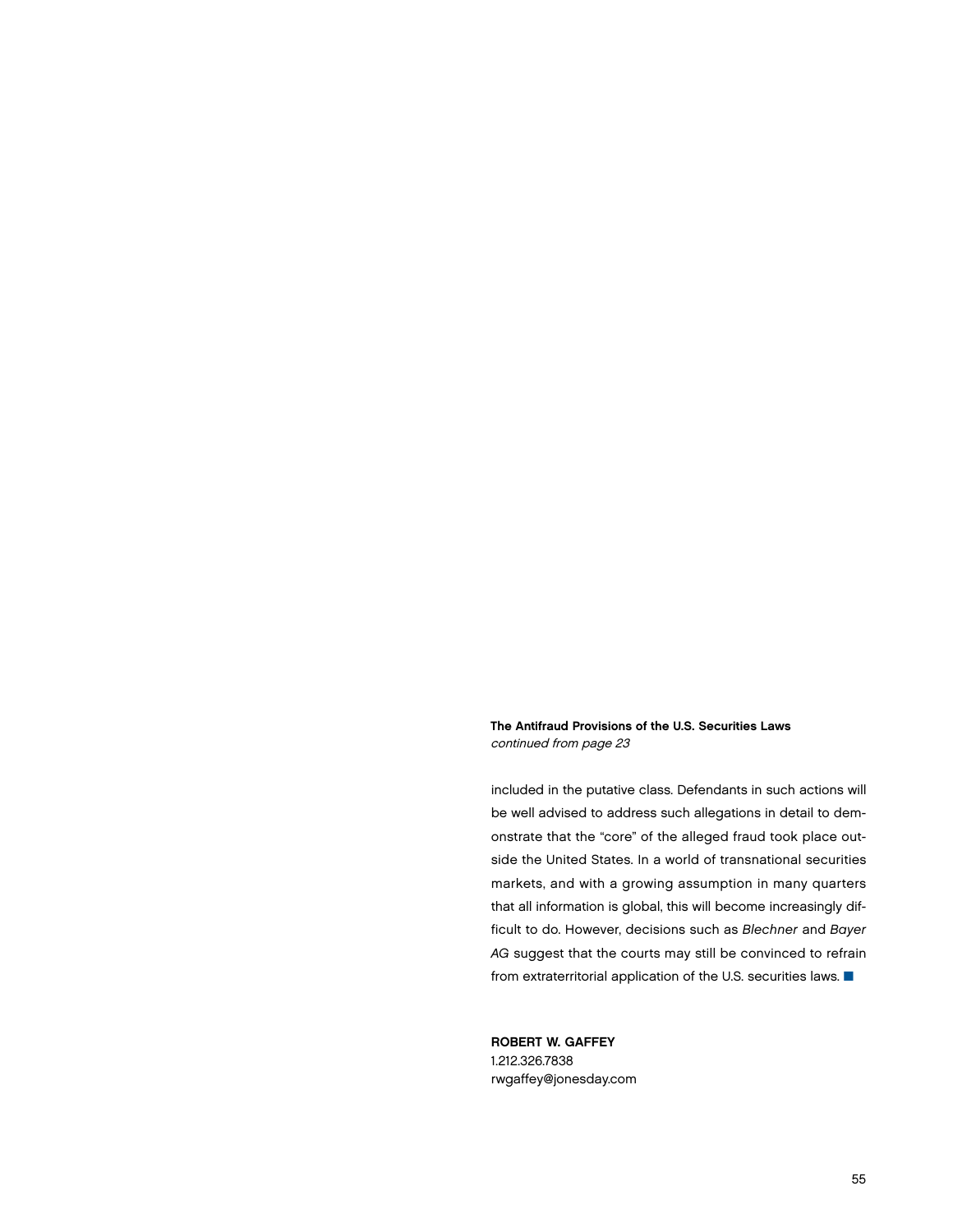**The Antifraud Provisions of the U.S. Securities Laws**
*continued from page 23*

included in the putative class. Defendants in such actions will be well advised to address such allegations in detail to demonstrate that the "core" of the alleged fraud took place outside the United States. In a world of transnational securities markets, and with a growing assumption in many quarters that all information is global, this will become increasingly difficult to do. However, decisions such as *Blechner* and *Bayer AG* suggest that the courts may still be convinced to refrain from extraterritorial application of the U.S. securities laws. ■

**ROBERT W. GAFFEY**
1.212.326.7838
rwgaffey@jonesday.com